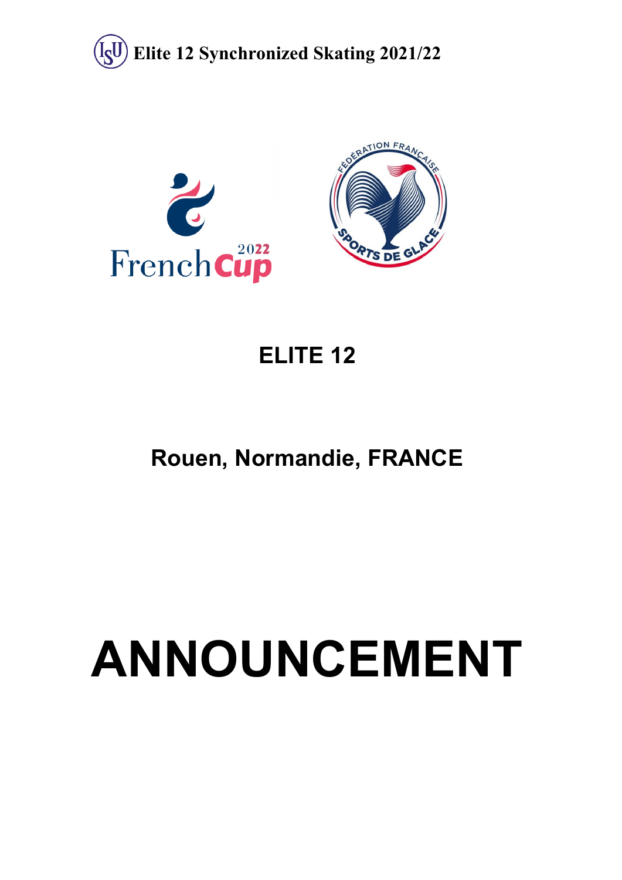Elite 12 Synchronized Skating 2021/22

# ELITE 12

## Rouen, Normandie, FRANCE

# ANNOUNCEMENT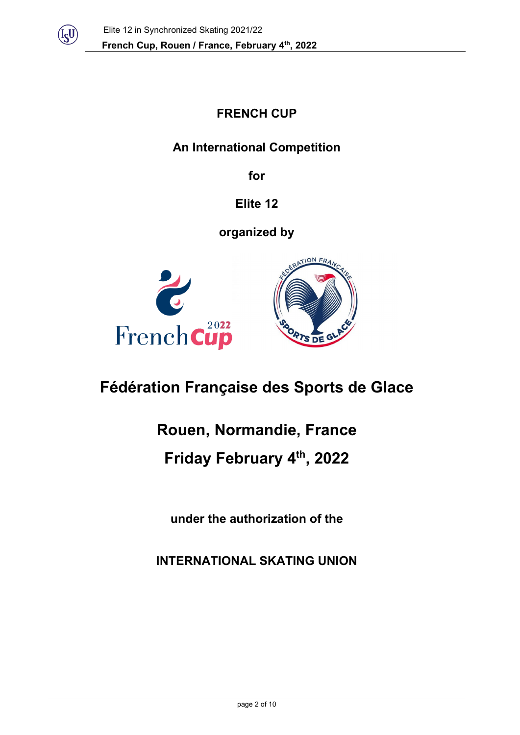# FRENCH CUP

**An International Competition**

**for**

**Elite 12**

**organized by**

## Fédération Française des Sports de Glace

## Rouen, Normandie, France

## Friday February 4th, 2022

**under the authorization of the**

**INTERNATIONAL SKATING UNION**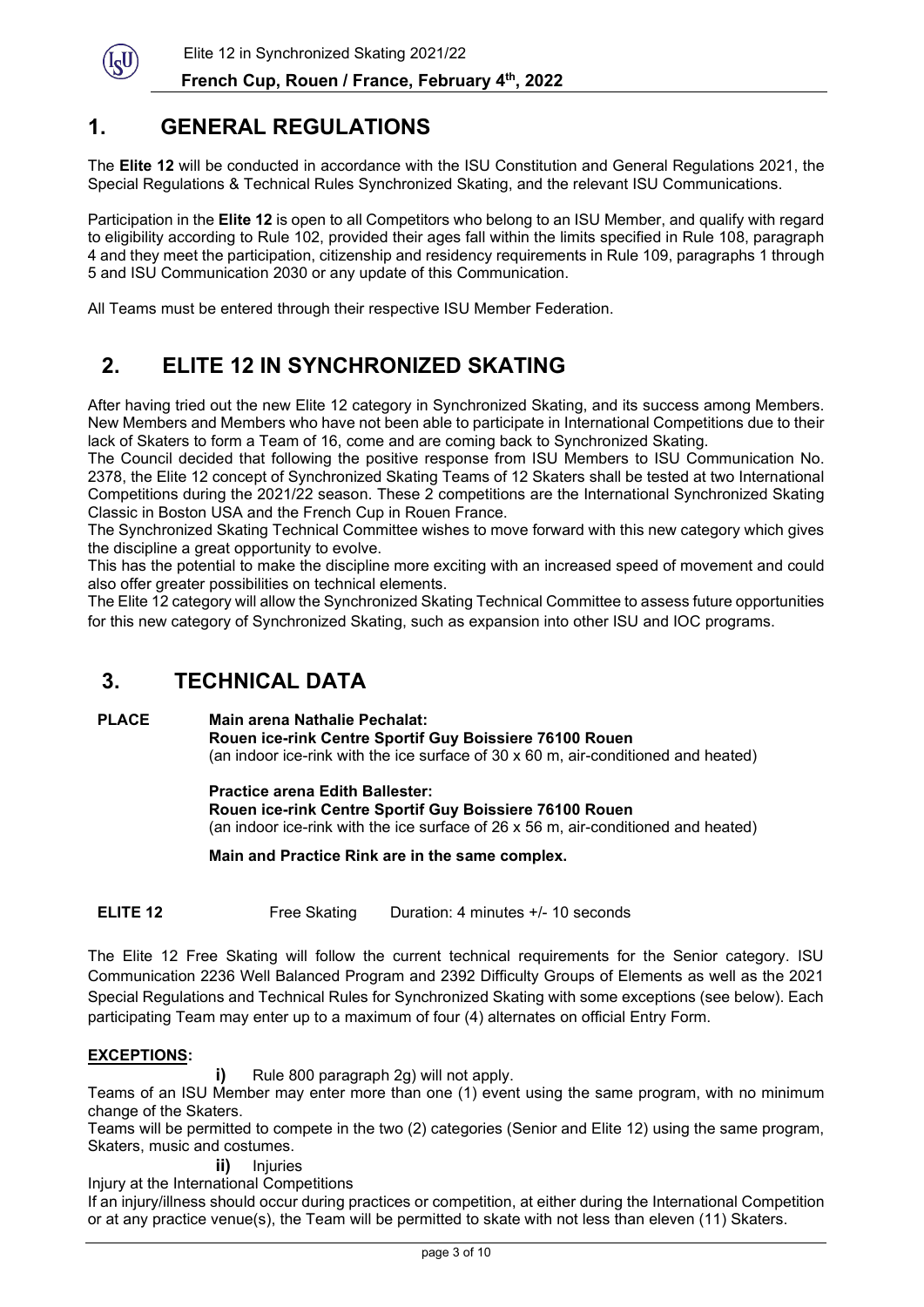## 1. GENERAL REGULATIONS

The **Elite 12** will be conducted in accordance with the ISU Constitution and General Regulations 2021, the Special Regulations & Technical Rules Synchronized Skating, and the relevant ISU Communications.

Participation in the **Elite 12** is open to all Competitors who belong to an ISU Member, and qualify with regard to eligibility according to Rule 102, provided their ages fall within the limits specified in Rule 108, paragraph 4 and they meet the participation, citizenship and residency requirements in Rule 109, paragraphs 1 through 5 and ISU Communication 2030 or any update of this Communication.

All Teams must be entered through their respective ISU Member Federation.

## 2. ELITE 12 IN SYNCHRONIZED SKATING

After having tried out the new Elite 12 category in Synchronized Skating, and its success among Members. New Members and Members who have not been able to participate in International Competitions due to their lack of Skaters to form a Team of 16, come and are coming back to Synchronized Skating.

The Council decided that following the positive response from ISU Members to ISU Communication No. 2378, the Elite 12 concept of Synchronized Skating Teams of 12 Skaters shall be tested at two International Competitions during the 2021/22 season. These 2 competitions are the International Synchronized Skating Classic in Boston USA and the French Cup in Rouen France.

The Synchronized Skating Technical Committee wishes to move forward with this new category which gives the discipline a great opportunity to evolve.

This has the potential to make the discipline more exciting with an increased speed of movement and could also offer greater possibilities on technical elements.

The Elite 12 category will allow the Synchronized Skating Technical Committee to assess future opportunities for this new category of Synchronized Skating, such as expansion into other ISU and IOC programs.

## 3. TECHNICAL DATA

**PLACE**

**Main arena Nathalie Pechalat:**
**Rouen ice-rink Centre Sportif Guy Boissiere 76100 Rouen**
(an indoor ice-rink with the ice surface of 30 x 60 m, air-conditioned and heated)

**Practice arena Edith Ballester:**
**Rouen ice-rink Centre Sportif Guy Boissiere 76100 Rouen**
(an indoor ice-rink with the ice surface of 26 x 56 m, air-conditioned and heated)

**Main and Practice Rink are in the same complex.**

**ELITE 12** Free Skating Duration: 4 minutes +/- 10 seconds

The Elite 12 Free Skating will follow the current technical requirements for the Senior category. ISU Communication 2236 Well Balanced Program and 2392 Difficulty Groups of Elements as well as the 2021 Special Regulations and Technical Rules for Synchronized Skating with some exceptions (see below). Each participating Team may enter up to a maximum of four (4) alternates on official Entry Form.

**EXCEPTIONS:**

**i)** Rule 800 paragraph 2g) will not apply.

Teams of an ISU Member may enter more than one (1) event using the same program, with no minimum change of the Skaters.

Teams will be permitted to compete in the two (2) categories (Senior and Elite 12) using the same program, Skaters, music and costumes.

**ii)** Injuries

Injury at the International Competitions

If an injury/illness should occur during practices or competition, at either during the International Competition or at any practice venue(s), the Team will be permitted to skate with not less than eleven (11) Skaters.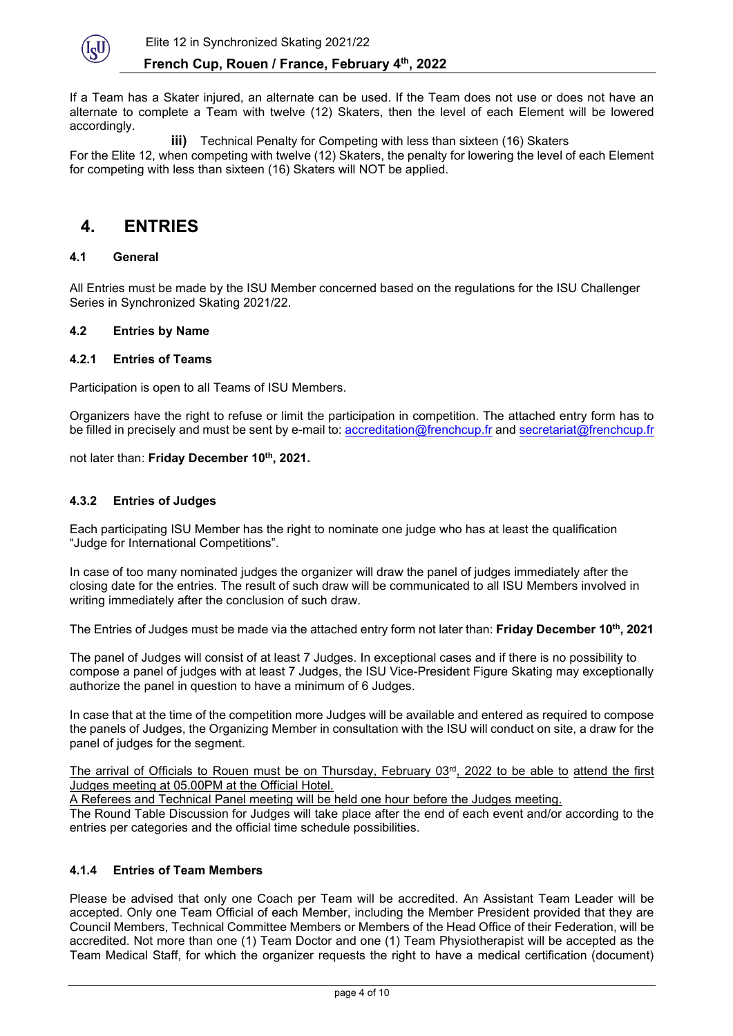If a Team has a Skater injured, an alternate can be used. If the Team does not use or does not have an alternate to complete a Team with twelve (12) Skaters, then the level of each Element will be lowered accordingly.

**iii)** Technical Penalty for Competing with less than sixteen (16) Skaters

For the Elite 12, when competing with twelve (12) Skaters, the penalty for lowering the level of each Element for competing with less than sixteen (16) Skaters will NOT be applied.

# 4. ENTRIES

### 4.1 General

All Entries must be made by the ISU Member concerned based on the regulations for the ISU Challenger Series in Synchronized Skating 2021/22.

### 4.2 Entries by Name

#### 4.2.1 Entries of Teams

Participation is open to all Teams of ISU Members.

Organizers have the right to refuse or limit the participation in competition. The attached entry form has to be filled in precisely and must be sent by e-mail to: accreditation@frenchcup.fr and secretariat@frenchcup.fr

not later than: **Friday December 10th, 2021.**

#### 4.3.2 Entries of Judges

Each participating ISU Member has the right to nominate one judge who has at least the qualification "Judge for International Competitions".

In case of too many nominated judges the organizer will draw the panel of judges immediately after the closing date for the entries. The result of such draw will be communicated to all ISU Members involved in writing immediately after the conclusion of such draw.

The Entries of Judges must be made via the attached entry form not later than: **Friday December 10th, 2021**

The panel of Judges will consist of at least 7 Judges. In exceptional cases and if there is no possibility to compose a panel of judges with at least 7 Judges, the ISU Vice-President Figure Skating may exceptionally authorize the panel in question to have a minimum of 6 Judges.

In case that at the time of the competition more Judges will be available and entered as required to compose the panels of Judges, the Organizing Member in consultation with the ISU will conduct on site, a draw for the panel of judges for the segment.

The arrival of Officials to Rouen must be on Thursday, February 03rd, 2022 to be able to attend the first Judges meeting at 05.00PM at the Official Hotel.

A Referees and Technical Panel meeting will be held one hour before the Judges meeting.

The Round Table Discussion for Judges will take place after the end of each event and/or according to the entries per categories and the official time schedule possibilities.

#### 4.1.4 Entries of Team Members

Please be advised that only one Coach per Team will be accredited. An Assistant Team Leader will be accepted. Only one Team Official of each Member, including the Member President provided that they are Council Members, Technical Committee Members or Members of the Head Office of their Federation, will be accredited. Not more than one (1) Team Doctor and one (1) Team Physiotherapist will be accepted as the Team Medical Staff, for which the organizer requests the right to have a medical certification (document)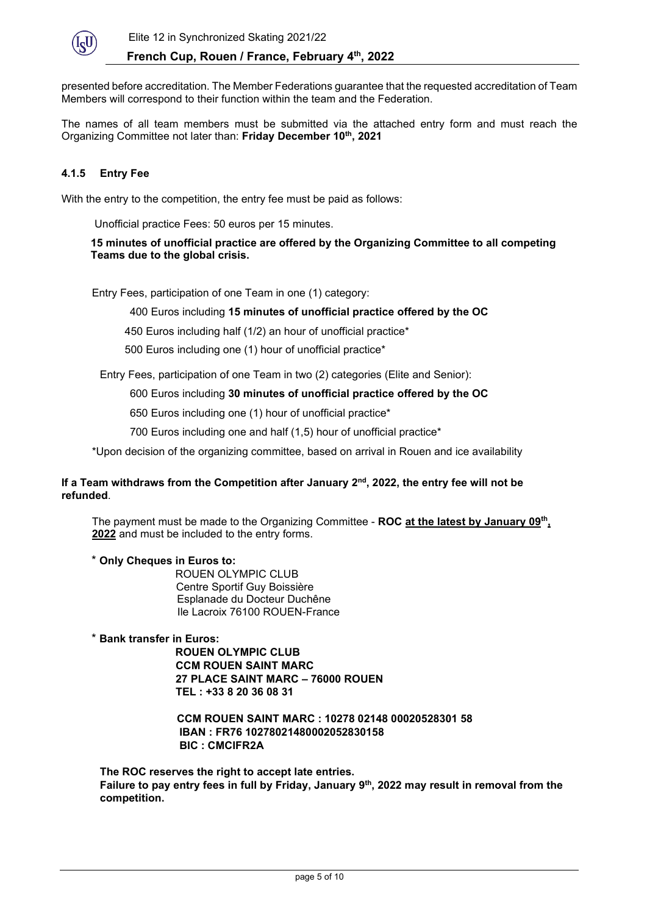presented before accreditation. The Member Federations guarantee that the requested accreditation of Team Members will correspond to their function within the team and the Federation.

The names of all team members must be submitted via the attached entry form and must reach the Organizing Committee not later than: **Friday December 10th, 2021**

### 4.1.5 Entry Fee

With the entry to the competition, the entry fee must be paid as follows:

Unofficial practice Fees: 50 euros per 15 minutes.

**15 minutes of unofficial practice are offered by the Organizing Committee to all competing Teams due to the global crisis.**

Entry Fees, participation of one Team in one (1) category:

400 Euros including **15 minutes of unofficial practice offered by the OC**

450 Euros including half (1/2) an hour of unofficial practice*

500 Euros including one (1) hour of unofficial practice*

Entry Fees, participation of one Team in two (2) categories (Elite and Senior):

600 Euros including **30 minutes of unofficial practice offered by the OC**

650 Euros including one (1) hour of unofficial practice*

700 Euros including one and half (1,5) hour of unofficial practice*

*Upon decision of the organizing committee, based on arrival in Rouen and ice availability

**If a Team withdraws from the Competition after January 2nd, 2022, the entry fee will not be refunded**.

The payment must be made to the Organizing Committee - **ROC <u>at the latest by January 09th, 2022</u>** and must be included to the entry forms.

**\* Only Cheques in Euros to:**

ROUEN OLYMPIC CLUB
Centre Sportif Guy Boissière
Esplanade du Docteur Duchêne
Ile Lacroix 76100 ROUEN-France

**\* Bank transfer in Euros:**

**ROUEN OLYMPIC CLUB**
**CCM ROUEN SAINT MARC**
**27 PLACE SAINT MARC – 76000 ROUEN**
**TEL : +33 8 20 36 08 31**

**CCM ROUEN SAINT MARC : 10278 02148 00020528301 58**
**IBAN : FR76 10278021480002052830158**
**BIC : CMCIFR2A**

**The ROC reserves the right to accept late entries.**
**Failure to pay entry fees in full by Friday, January 9th, 2022 may result in removal from the competition.**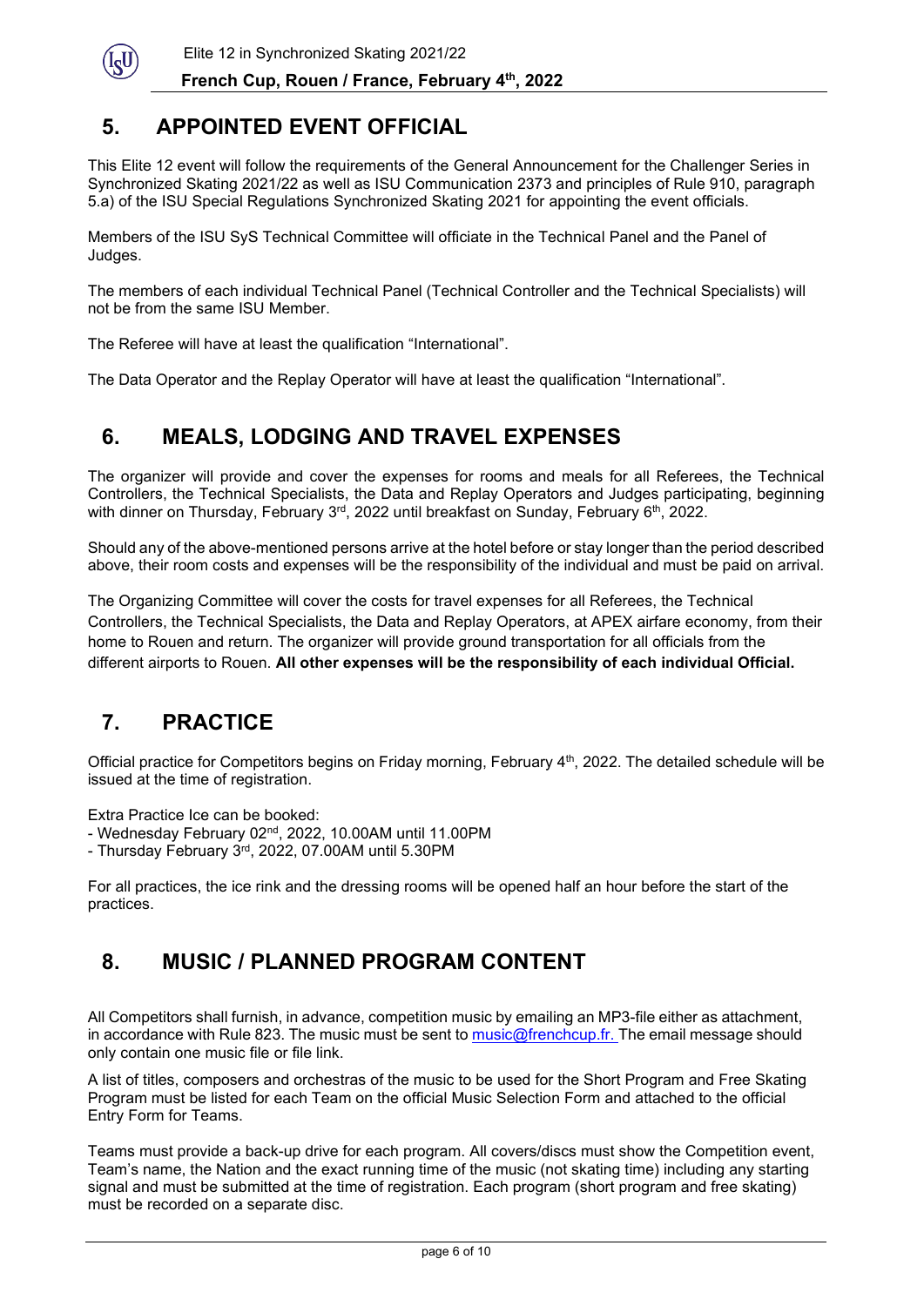## 5. APPOINTED EVENT OFFICIAL

This Elite 12 event will follow the requirements of the General Announcement for the Challenger Series in Synchronized Skating 2021/22 as well as ISU Communication 2373 and principles of Rule 910, paragraph 5.a) of the ISU Special Regulations Synchronized Skating 2021 for appointing the event officials.

Members of the ISU SyS Technical Committee will officiate in the Technical Panel and the Panel of Judges.

The members of each individual Technical Panel (Technical Controller and the Technical Specialists) will not be from the same ISU Member.

The Referee will have at least the qualification "International".

The Data Operator and the Replay Operator will have at least the qualification "International".

## 6. MEALS, LODGING AND TRAVEL EXPENSES

The organizer will provide and cover the expenses for rooms and meals for all Referees, the Technical Controllers, the Technical Specialists, the Data and Replay Operators and Judges participating, beginning with dinner on Thursday, February 3rd, 2022 until breakfast on Sunday, February 6th, 2022.

Should any of the above-mentioned persons arrive at the hotel before or stay longer than the period described above, their room costs and expenses will be the responsibility of the individual and must be paid on arrival.

The Organizing Committee will cover the costs for travel expenses for all Referees, the Technical Controllers, the Technical Specialists, the Data and Replay Operators, at APEX airfare economy, from their home to Rouen and return. The organizer will provide ground transportation for all officials from the different airports to Rouen. **All other expenses will be the responsibility of each individual Official.**

## 7. PRACTICE

Official practice for Competitors begins on Friday morning, February 4th, 2022. The detailed schedule will be issued at the time of registration.

Extra Practice Ice can be booked:
- Wednesday February 02nd, 2022, 10.00AM until 11.00PM
- Thursday February 3rd, 2022, 07.00AM until 5.30PM

For all practices, the ice rink and the dressing rooms will be opened half an hour before the start of the practices.

## 8. MUSIC / PLANNED PROGRAM CONTENT

All Competitors shall furnish, in advance, competition music by emailing an MP3-file either as attachment, in accordance with Rule 823. The music must be sent to music@frenchcup.fr. The email message should only contain one music file or file link.

A list of titles, composers and orchestras of the music to be used for the Short Program and Free Skating Program must be listed for each Team on the official Music Selection Form and attached to the official Entry Form for Teams.

Teams must provide a back-up drive for each program. All covers/discs must show the Competition event, Team's name, the Nation and the exact running time of the music (not skating time) including any starting signal and must be submitted at the time of registration. Each program (short program and free skating) must be recorded on a separate disc.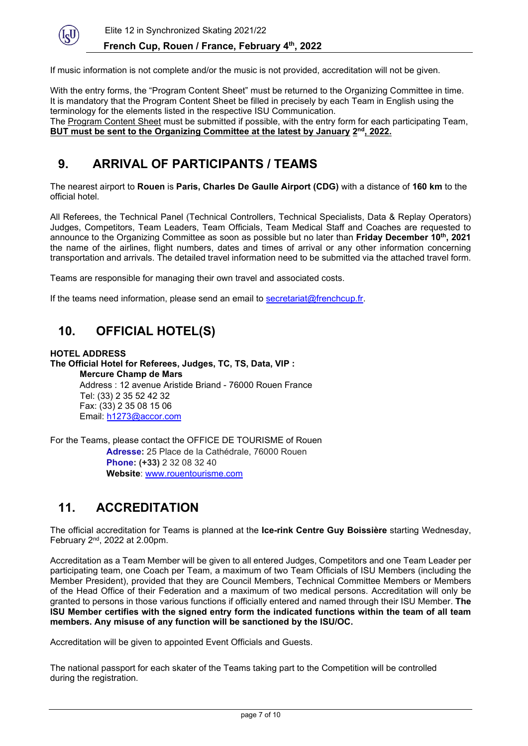If music information is not complete and/or the music is not provided, accreditation will not be given.

With the entry forms, the "Program Content Sheet" must be returned to the Organizing Committee in time. It is mandatory that the Program Content Sheet be filled in precisely by each Team in English using the terminology for the elements listed in the respective ISU Communication.
The Program Content Sheet must be submitted if possible, with the entry form for each participating Team, **BUT must be sent to the Organizing Committee at the latest by January 2nd, 2022.**

## 9. ARRIVAL OF PARTICIPANTS / TEAMS

The nearest airport to **Rouen** is **Paris, Charles De Gaulle Airport (CDG)** with a distance of **160 km** to the official hotel.

All Referees, the Technical Panel (Technical Controllers, Technical Specialists, Data & Replay Operators) Judges, Competitors, Team Leaders, Team Officials, Team Medical Staff and Coaches are requested to announce to the Organizing Committee as soon as possible but no later than **Friday December 10th, 2021** the name of the airlines, flight numbers, dates and times of arrival or any other information concerning transportation and arrivals. The detailed travel information need to be submitted via the attached travel form.

Teams are responsible for managing their own travel and associated costs.

If the teams need information, please send an email to secretariat@frenchcup.fr.

## 10. OFFICIAL HOTEL(S)

**HOTEL ADDRESS**
**The Official Hotel for Referees, Judges, TC, TS, Data, VIP :**
**Mercure Champ de Mars**
Address : 12 avenue Aristide Briand - 76000 Rouen France
Tel: (33) 2 35 52 42 32
Fax: (33) 2 35 08 15 06
Email: h1273@accor.com

For the Teams, please contact the OFFICE DE TOURISME of Rouen
**Adresse:** 25 Place de la Cathédrale, 76000 Rouen
**Phone: (+33)** 2 32 08 32 40
**Website**: www.rouentourisme.com

## 11. ACCREDITATION

The official accreditation for Teams is planned at the **Ice-rink Centre Guy Boissière** starting Wednesday, February 2nd, 2022 at 2.00pm.

Accreditation as a Team Member will be given to all entered Judges, Competitors and one Team Leader per participating team, one Coach per Team, a maximum of two Team Officials of ISU Members (including the Member President), provided that they are Council Members, Technical Committee Members or Members of the Head Office of their Federation and a maximum of two medical persons. Accreditation will only be granted to persons in those various functions if officially entered and named through their ISU Member. **The ISU Member certifies with the signed entry form the indicated functions within the team of all team members. Any misuse of any function will be sanctioned by the ISU/OC.**

Accreditation will be given to appointed Event Officials and Guests.

The national passport for each skater of the Teams taking part to the Competition will be controlled during the registration.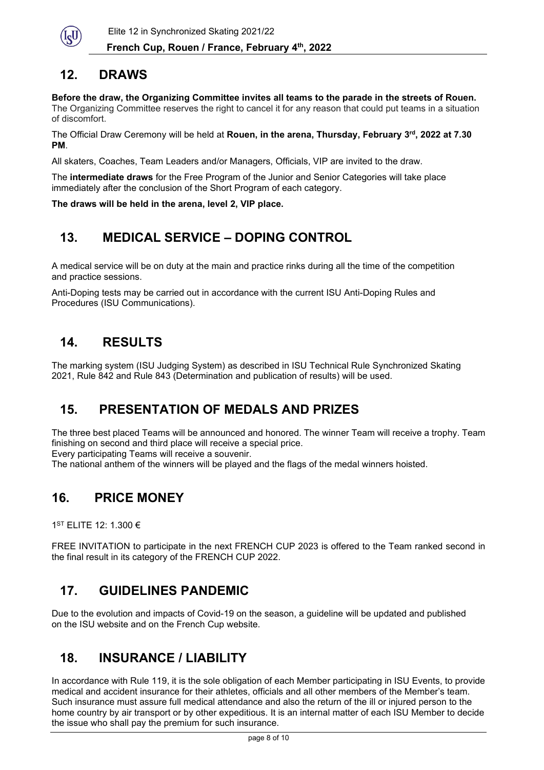## 12. DRAWS

**Before the draw, the Organizing Committee invites all teams to the parade in the streets of Rouen.**
The Organizing Committee reserves the right to cancel it for any reason that could put teams in a situation of discomfort.

The Official Draw Ceremony will be held at **Rouen, in the arena, Thursday, February 3rd, 2022 at 7.30 PM**.

All skaters, Coaches, Team Leaders and/or Managers, Officials, VIP are invited to the draw.

The **intermediate draws** for the Free Program of the Junior and Senior Categories will take place immediately after the conclusion of the Short Program of each category.

**The draws will be held in the arena, level 2, VIP place.**

## 13. MEDICAL SERVICE – DOPING CONTROL

A medical service will be on duty at the main and practice rinks during all the time of the competition and practice sessions.

Anti-Doping tests may be carried out in accordance with the current ISU Anti-Doping Rules and Procedures (ISU Communications).

## 14. RESULTS

The marking system (ISU Judging System) as described in ISU Technical Rule Synchronized Skating 2021, Rule 842 and Rule 843 (Determination and publication of results) will be used.

## 15. PRESENTATION OF MEDALS AND PRIZES

The three best placed Teams will be announced and honored. The winner Team will receive a trophy. Team finishing on second and third place will receive a special price.
Every participating Teams will receive a souvenir.
The national anthem of the winners will be played and the flags of the medal winners hoisted.

## 16. PRICE MONEY

1ST ELITE 12: 1.300 €

FREE INVITATION to participate in the next FRENCH CUP 2023 is offered to the Team ranked second in the final result in its category of the FRENCH CUP 2022.

## 17. GUIDELINES PANDEMIC

Due to the evolution and impacts of Covid-19 on the season, a guideline will be updated and published on the ISU website and on the French Cup website.

## 18. INSURANCE / LIABILITY

In accordance with Rule 119, it is the sole obligation of each Member participating in ISU Events, to provide medical and accident insurance for their athletes, officials and all other members of the Member's team. Such insurance must assure full medical attendance and also the return of the ill or injured person to the home country by air transport or by other expeditious. It is an internal matter of each ISU Member to decide the issue who shall pay the premium for such insurance.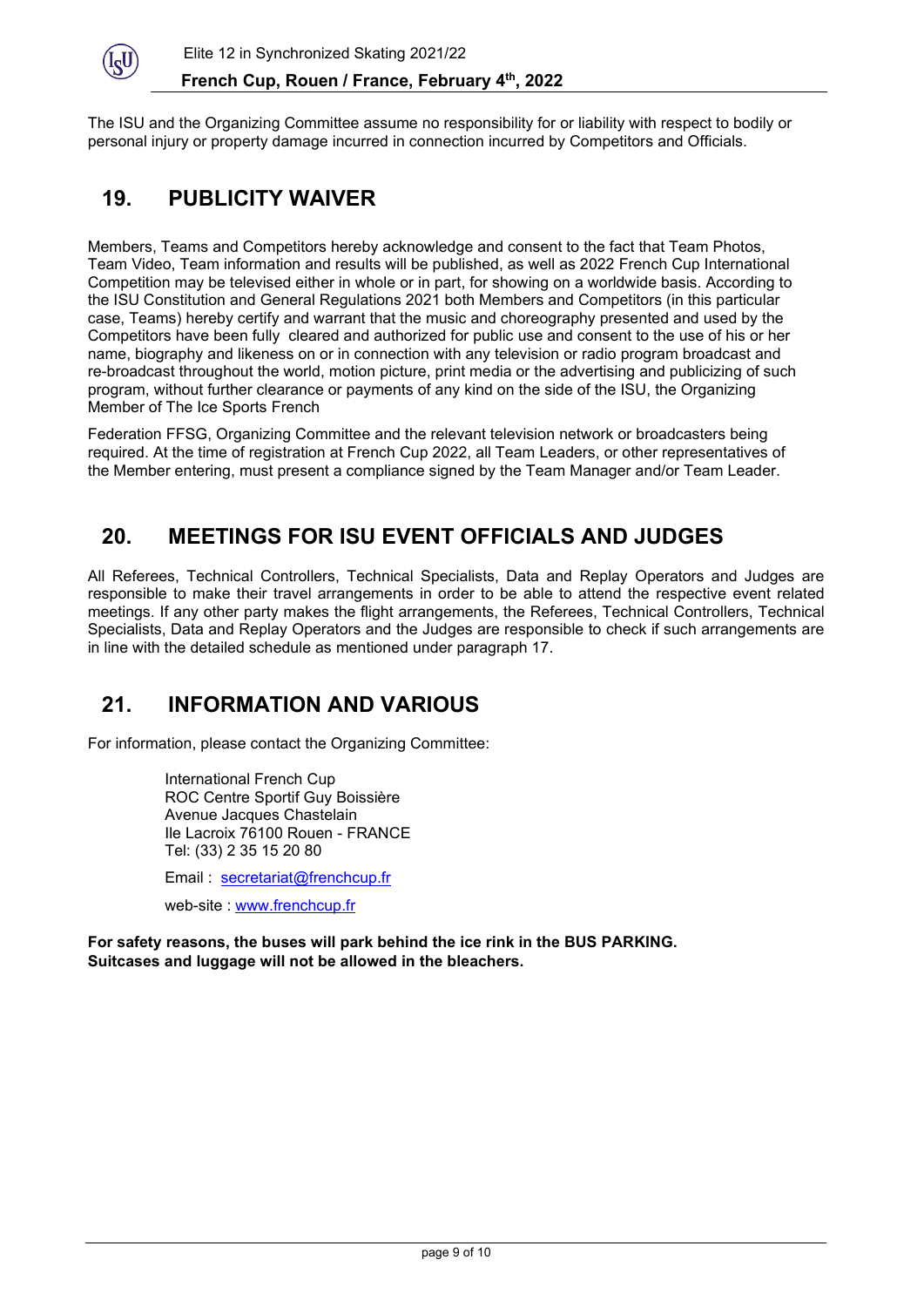The ISU and the Organizing Committee assume no responsibility for or liability with respect to bodily or personal injury or property damage incurred in connection incurred by Competitors and Officials.

## 19. PUBLICITY WAIVER

Members, Teams and Competitors hereby acknowledge and consent to the fact that Team Photos, Team Video, Team information and results will be published, as well as 2022 French Cup International Competition may be televised either in whole or in part, for showing on a worldwide basis. According to the ISU Constitution and General Regulations 2021 both Members and Competitors (in this particular case, Teams) hereby certify and warrant that the music and choreography presented and used by the Competitors have been fully cleared and authorized for public use and consent to the use of his or her name, biography and likeness on or in connection with any television or radio program broadcast and re-broadcast throughout the world, motion picture, print media or the advertising and publicizing of such program, without further clearance or payments of any kind on the side of the ISU, the Organizing Member of The Ice Sports French

Federation FFSG, Organizing Committee and the relevant television network or broadcasters being required. At the time of registration at French Cup 2022, all Team Leaders, or other representatives of the Member entering, must present a compliance signed by the Team Manager and/or Team Leader.

## 20. MEETINGS FOR ISU EVENT OFFICIALS AND JUDGES

All Referees, Technical Controllers, Technical Specialists, Data and Replay Operators and Judges are responsible to make their travel arrangements in order to be able to attend the respective event related meetings. If any other party makes the flight arrangements, the Referees, Technical Controllers, Technical Specialists, Data and Replay Operators and the Judges are responsible to check if such arrangements are in line with the detailed schedule as mentioned under paragraph 17.

## 21. INFORMATION AND VARIOUS

For information, please contact the Organizing Committee:

International French Cup
ROC Centre Sportif Guy Boissière
Avenue Jacques Chastelain
Ile Lacroix 76100 Rouen - FRANCE
Tel: (33) 2 35 15 20 80

Email : secretariat@frenchcup.fr

web-site : www.frenchcup.fr

**For safety reasons, the buses will park behind the ice rink in the BUS PARKING.**
**Suitcases and luggage will not be allowed in the bleachers.**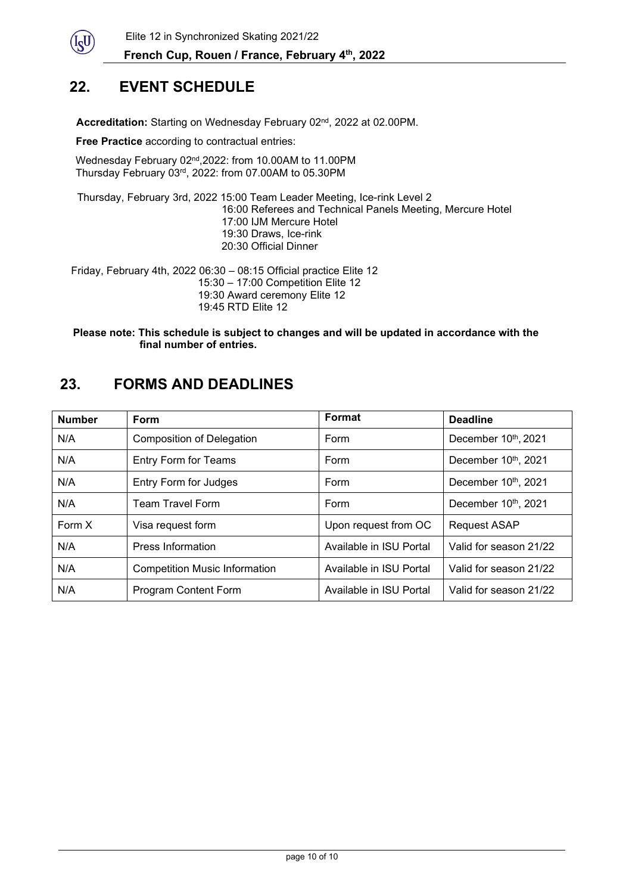## 22. EVENT SCHEDULE

**Accreditation:** Starting on Wednesday February 02nd, 2022 at 02.00PM.

**Free Practice** according to contractual entries:

Wednesday February 02nd,2022: from 10.00AM to 11.00PM
Thursday February 03rd, 2022: from 07.00AM to 05.30PM

Thursday, February 3rd, 2022 15:00 Team Leader Meeting, Ice-rink Level 2
16:00 Referees and Technical Panels Meeting, Mercure Hotel
17:00 IJM Mercure Hotel
19:30 Draws, Ice-rink
20:30 Official Dinner

Friday, February 4th, 2022 06:30 – 08:15 Official practice Elite 12
15:30 – 17:00 Competition Elite 12
19:30 Award ceremony Elite 12
19:45 RTD Elite 12

**Please note: This schedule is subject to changes and will be updated in accordance with the final number of entries.**

## 23. FORMS AND DEADLINES

| Number | Form | Format | Deadline |
|---|---|---|---|
| N/A | Composition of Delegation | Form | December 10th, 2021 |
| N/A | Entry Form for Teams | Form | December 10th, 2021 |
| N/A | Entry Form for Judges | Form | December 10th, 2021 |
| N/A | Team Travel Form | Form | December 10th, 2021 |
| Form X | Visa request form | Upon request from OC | Request ASAP |
| N/A | Press Information | Available in ISU Portal | Valid for season 21/22 |
| N/A | Competition Music Information | Available in ISU Portal | Valid for season 21/22 |
| N/A | Program Content Form | Available in ISU Portal | Valid for season 21/22 |